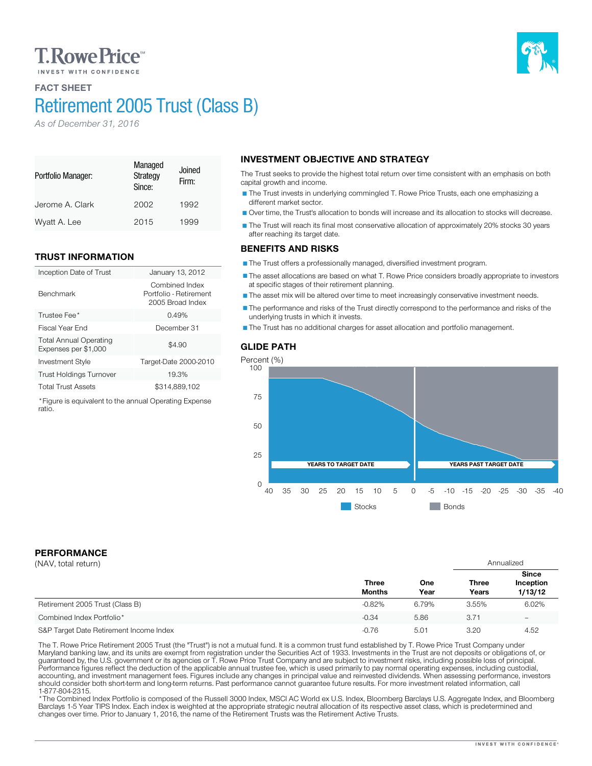T. Rowe Price℠

INVEST WITH CONFIDENCE

## FACT SHEET

# Retirement 2005 Trust (Class B)

*As of December 31, 2016*

| Portfolio Manager: | Managed Strategy Since: | Joined Firm: |
|---|---|---|
| Jerome A. Clark | 2002 | 1992 |
| Wyatt A. Lee | 2015 | 1999 |

## TRUST INFORMATION

| | |
|---|---|
| Inception Date of Trust | January 13, 2012 |
| Benchmark | Combined Index Portfolio - Retirement 2005 Broad Index |
| Trustee Fee* | 0.49% |
| Fiscal Year End | December 31 |
| Total Annual Operating Expenses per $1,000 | $4.90 |
| Investment Style | Target-Date 2000-2010 |
| Trust Holdings Turnover | 19.3% |
| Total Trust Assets | $314,889,102 |

*Figure is equivalent to the annual Operating Expense ratio.

## INVESTMENT OBJECTIVE AND STRATEGY

The Trust seeks to provide the highest total return over time consistent with an emphasis on both capital growth and income.

- The Trust invests in underlying commingled T. Rowe Price Trusts, each one emphasizing a different market sector.
- Over time, the Trust's allocation to bonds will increase and its allocation to stocks will decrease.
- The Trust will reach its final most conservative allocation of approximately 20% stocks 30 years after reaching its target date.

## BENEFITS AND RISKS

- The Trust offers a professionally managed, diversified investment program.
- The asset allocations are based on what T. Rowe Price considers broadly appropriate to investors at specific stages of their retirement planning.
- The asset mix will be altered over time to meet increasingly conservative investment needs.
- The performance and risks of the Trust directly correspond to the performance and risks of the underlying trusts in which it invests.
- The Trust has no additional charges for asset allocation and portfolio management.

## GLIDE PATH

Percent (%)

YEARS TO TARGET DATE | YEARS PAST TARGET DATE

Stocks | Bonds

## PERFORMANCE

(NAV, total return)

| | Three Months | One Year | Annualized Three Years | Annualized Since Inception 1/13/12 |
|---|---|---|---|---|
| Retirement 2005 Trust (Class B) | -0.82% | 6.79% | 3.55% | 6.02% |
| Combined Index Portfolio* | -0.34 | 5.86 | 3.71 | – |
| S&P Target Date Retirement Income Index | -0.76 | 5.01 | 3.20 | 4.52 |

The T. Rowe Price Retirement 2005 Trust (the "Trust") is not a mutual fund. It is a common trust fund established by T. Rowe Price Trust Company under Maryland banking law, and its units are exempt from registration under the Securities Act of 1933. Investments in the Trust are not deposits or obligations of, or guaranteed by, the U.S. government or its agencies or T. Rowe Price Trust Company and are subject to investment risks, including possible loss of principal. Performance figures reflect the deduction of the applicable annual trustee fee, which is used primarily to pay normal operating expenses, including custodial, accounting, and investment management fees. Figures include any changes in principal value and reinvested dividends. When assessing performance, investors should consider both short-term and long-term returns. Past performance cannot guarantee future results. For more investment related information, call 1-877-804-2315.

*The Combined Index Portfolio is composed of the Russell 3000 Index, MSCI AC World ex U.S. Index, Bloomberg Barclays U.S. Aggregate Index, and Bloomberg Barclays 1-5 Year TIPS Index. Each index is weighted at the appropriate strategic neutral allocation of its respective asset class, which is predetermined and changes over time. Prior to January 1, 2016, the name of the Retirement Trusts was the Retirement Active Trusts.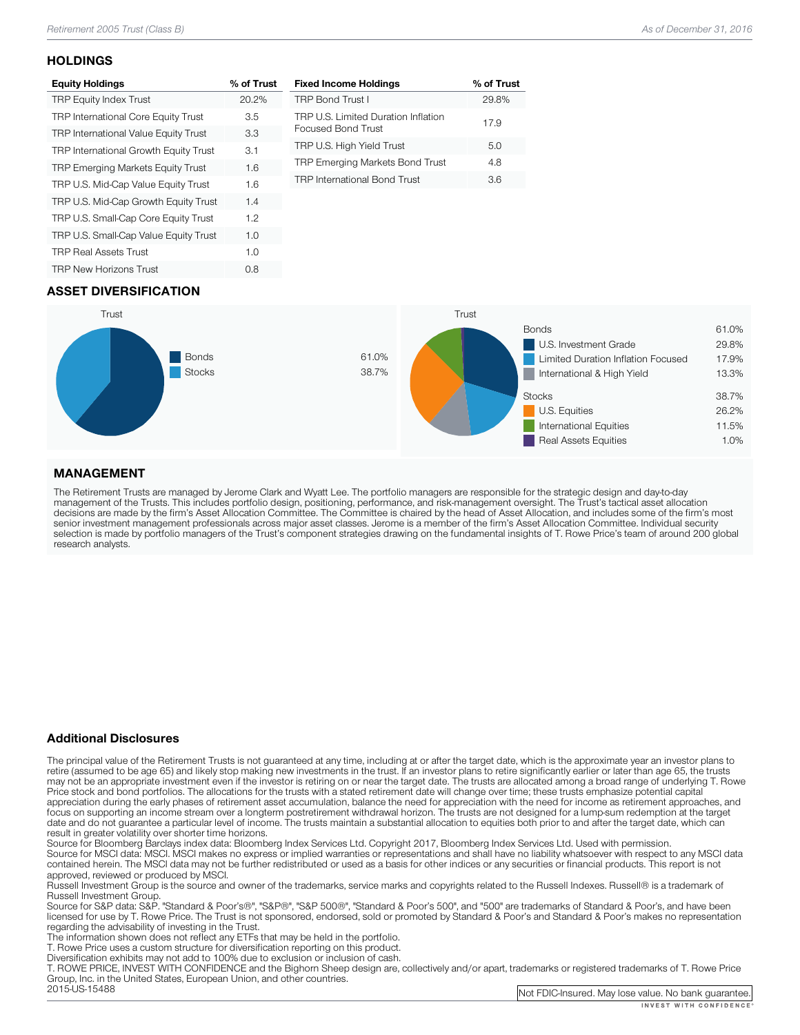## HOLDINGS

| Equity Holdings | % of Trust |
|---|---|
| TRP Equity Index Trust | 20.2% |
| TRP International Core Equity Trust | 3.5 |
| TRP International Value Equity Trust | 3.3 |
| TRP International Growth Equity Trust | 3.1 |
| TRP Emerging Markets Equity Trust | 1.6 |
| TRP U.S. Mid-Cap Value Equity Trust | 1.6 |
| TRP U.S. Mid-Cap Growth Equity Trust | 1.4 |
| TRP U.S. Small-Cap Core Equity Trust | 1.2 |
| TRP U.S. Small-Cap Value Equity Trust | 1.0 |
| TRP Real Assets Trust | 1.0 |
| TRP New Horizons Trust | 0.8 |

| Fixed Income Holdings | % of Trust |
|---|---|
| TRP Bond Trust I | 29.8% |
| TRP U.S. Limited Duration Inflation Focused Bond Trust | 17.9 |
| TRP U.S. High Yield Trust | 5.0 |
| TRP Emerging Markets Bond Trust | 4.8 |
| TRP International Bond Trust | 3.6 |

## ASSET DIVERSIFICATION

Trust

| | |
|---|---|
| Bonds | 61.0% |
| Stocks | 38.7% |

Trust

| | |
|---|---|
| Bonds | 61.0% |
| U.S. Investment Grade | 29.8% |
| Limited Duration Inflation Focused | 17.9% |
| International & High Yield | 13.3% |
| Stocks | 38.7% |
| U.S. Equities | 26.2% |
| International Equities | 11.5% |
| Real Assets Equities | 1.0% |

## MANAGEMENT

The Retirement Trusts are managed by Jerome Clark and Wyatt Lee. The portfolio managers are responsible for the strategic design and day-to-day management of the Trusts. This includes portfolio design, positioning, performance, and risk-management oversight. The Trust's tactical asset allocation decisions are made by the firm's Asset Allocation Committee. The Committee is chaired by the head of Asset Allocation, and includes some of the firm's most senior investment management professionals across major asset classes. Jerome is a member of the firm's Asset Allocation Committee. Individual security selection is made by portfolio managers of the Trust's component strategies drawing on the fundamental insights of T. Rowe Price's team of around 200 global research analysts.

### Additional Disclosures

The principal value of the Retirement Trusts is not guaranteed at any time, including at or after the target date, which is the approximate year an investor plans to retire (assumed to be age 65) and likely stop making new investments in the trust. If an investor plans to retire significantly earlier or later than age 65, the trusts may not be an appropriate investment even if the investor is retiring on or near the target date. The trusts are allocated among a broad range of underlying T. Rowe Price stock and bond portfolios. The allocations for the trusts with a stated retirement date will change over time; these trusts emphasize potential capital appreciation during the early phases of retirement asset accumulation, balance the need for appreciation with the need for income as retirement approaches, and focus on supporting an income stream over a longterm postretirement withdrawal horizon. The trusts are not designed for a lump-sum redemption at the target date and do not guarantee a particular level of income. The trusts maintain a substantial allocation to equities both prior to and after the target date, which can result in greater volatility over shorter time horizons.

Source for Bloomberg Barclays index data: Bloomberg Index Services Ltd. Copyright 2017, Bloomberg Index Services Ltd. Used with permission.

Source for MSCI data: MSCI. MSCI makes no express or implied warranties or representations and shall have no liability whatsoever with respect to any MSCI data contained herein. The MSCI data may not be further redistributed or used as a basis for other indices or any securities or financial products. This report is not approved, reviewed or produced by MSCI.

Russell Investment Group is the source and owner of the trademarks, service marks and copyrights related to the Russell Indexes. Russell® is a trademark of Russell Investment Group.

Source for S&P data: S&P. "Standard & Poor's®", "S&P®", "S&P 500®", "Standard & Poor's 500", and "500" are trademarks of Standard & Poor's, and have been licensed for use by T. Rowe Price. The Trust is not sponsored, endorsed, sold or promoted by Standard & Poor's and Standard & Poor's makes no representation regarding the advisability of investing in the Trust.

The information shown does not reflect any ETFs that may be held in the portfolio.

T. Rowe Price uses a custom structure for diversification reporting on this product.

Diversification exhibits may not add to 100% due to exclusion or inclusion of cash.

T. ROWE PRICE, INVEST WITH CONFIDENCE and the Bighorn Sheep design are, collectively and/or apart, trademarks or registered trademarks of T. Rowe Price Group, Inc. in the United States, European Union, and other countries.

2015-US-15488

Not FDIC-Insured. May lose value. No bank guarantee.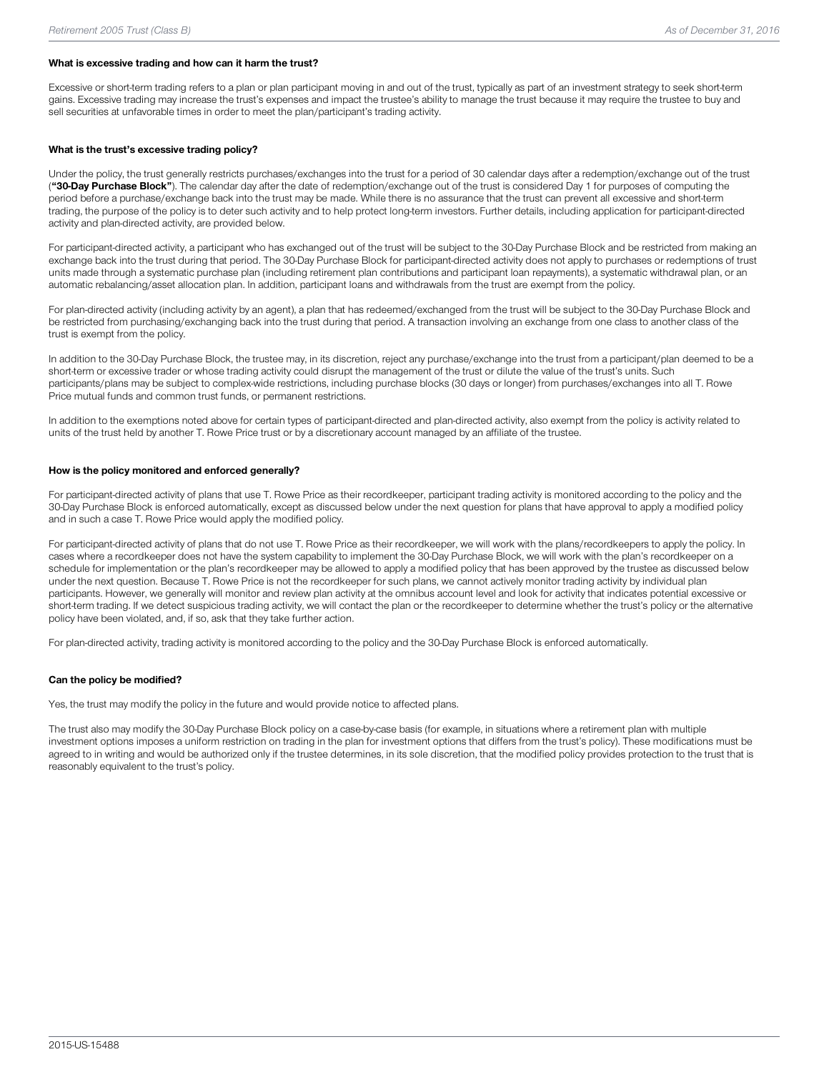#### What is excessive trading and how can it harm the trust?

Excessive or short-term trading refers to a plan or plan participant moving in and out of the trust, typically as part of an investment strategy to seek short-term gains. Excessive trading may increase the trust's expenses and impact the trustee's ability to manage the trust because it may require the trustee to buy and sell securities at unfavorable times in order to meet the plan/participant's trading activity.

#### What is the trust's excessive trading policy?

Under the policy, the trust generally restricts purchases/exchanges into the trust for a period of 30 calendar days after a redemption/exchange out of the trust (**"30-Day Purchase Block"**). The calendar day after the date of redemption/exchange out of the trust is considered Day 1 for purposes of computing the period before a purchase/exchange back into the trust may be made. While there is no assurance that the trust can prevent all excessive and short-term trading, the purpose of the policy is to deter such activity and to help protect long-term investors. Further details, including application for participant-directed activity and plan-directed activity, are provided below.

For participant-directed activity, a participant who has exchanged out of the trust will be subject to the 30-Day Purchase Block and be restricted from making an exchange back into the trust during that period. The 30-Day Purchase Block for participant-directed activity does not apply to purchases or redemptions of trust units made through a systematic purchase plan (including retirement plan contributions and participant loan repayments), a systematic withdrawal plan, or an automatic rebalancing/asset allocation plan. In addition, participant loans and withdrawals from the trust are exempt from the policy.

For plan-directed activity (including activity by an agent), a plan that has redeemed/exchanged from the trust will be subject to the 30-Day Purchase Block and be restricted from purchasing/exchanging back into the trust during that period. A transaction involving an exchange from one class to another class of the trust is exempt from the policy.

In addition to the 30-Day Purchase Block, the trustee may, in its discretion, reject any purchase/exchange into the trust from a participant/plan deemed to be a short-term or excessive trader or whose trading activity could disrupt the management of the trust or dilute the value of the trust's units. Such participants/plans may be subject to complex-wide restrictions, including purchase blocks (30 days or longer) from purchases/exchanges into all T. Rowe Price mutual funds and common trust funds, or permanent restrictions.

In addition to the exemptions noted above for certain types of participant-directed and plan-directed activity, also exempt from the policy is activity related to units of the trust held by another T. Rowe Price trust or by a discretionary account managed by an affiliate of the trustee.

#### How is the policy monitored and enforced generally?

For participant-directed activity of plans that use T. Rowe Price as their recordkeeper, participant trading activity is monitored according to the policy and the 30-Day Purchase Block is enforced automatically, except as discussed below under the next question for plans that have approval to apply a modified policy and in such a case T. Rowe Price would apply the modified policy.

For participant-directed activity of plans that do not use T. Rowe Price as their recordkeeper, we will work with the plans/recordkeepers to apply the policy. In cases where a recordkeeper does not have the system capability to implement the 30-Day Purchase Block, we will work with the plan's recordkeeper on a schedule for implementation or the plan's recordkeeper may be allowed to apply a modified policy that has been approved by the trustee as discussed below under the next question. Because T. Rowe Price is not the recordkeeper for such plans, we cannot actively monitor trading activity by individual plan participants. However, we generally will monitor and review plan activity at the omnibus account level and look for activity that indicates potential excessive or short-term trading. If we detect suspicious trading activity, we will contact the plan or the recordkeeper to determine whether the trust's policy or the alternative policy have been violated, and, if so, ask that they take further action.

For plan-directed activity, trading activity is monitored according to the policy and the 30-Day Purchase Block is enforced automatically.

#### Can the policy be modified?

Yes, the trust may modify the policy in the future and would provide notice to affected plans.

The trust also may modify the 30-Day Purchase Block policy on a case-by-case basis (for example, in situations where a retirement plan with multiple investment options imposes a uniform restriction on trading in the plan for investment options that differs from the trust's policy). These modifications must be agreed to in writing and would be authorized only if the trustee determines, in its sole discretion, that the modified policy provides protection to the trust that is reasonably equivalent to the trust's policy.

2015-US-15488